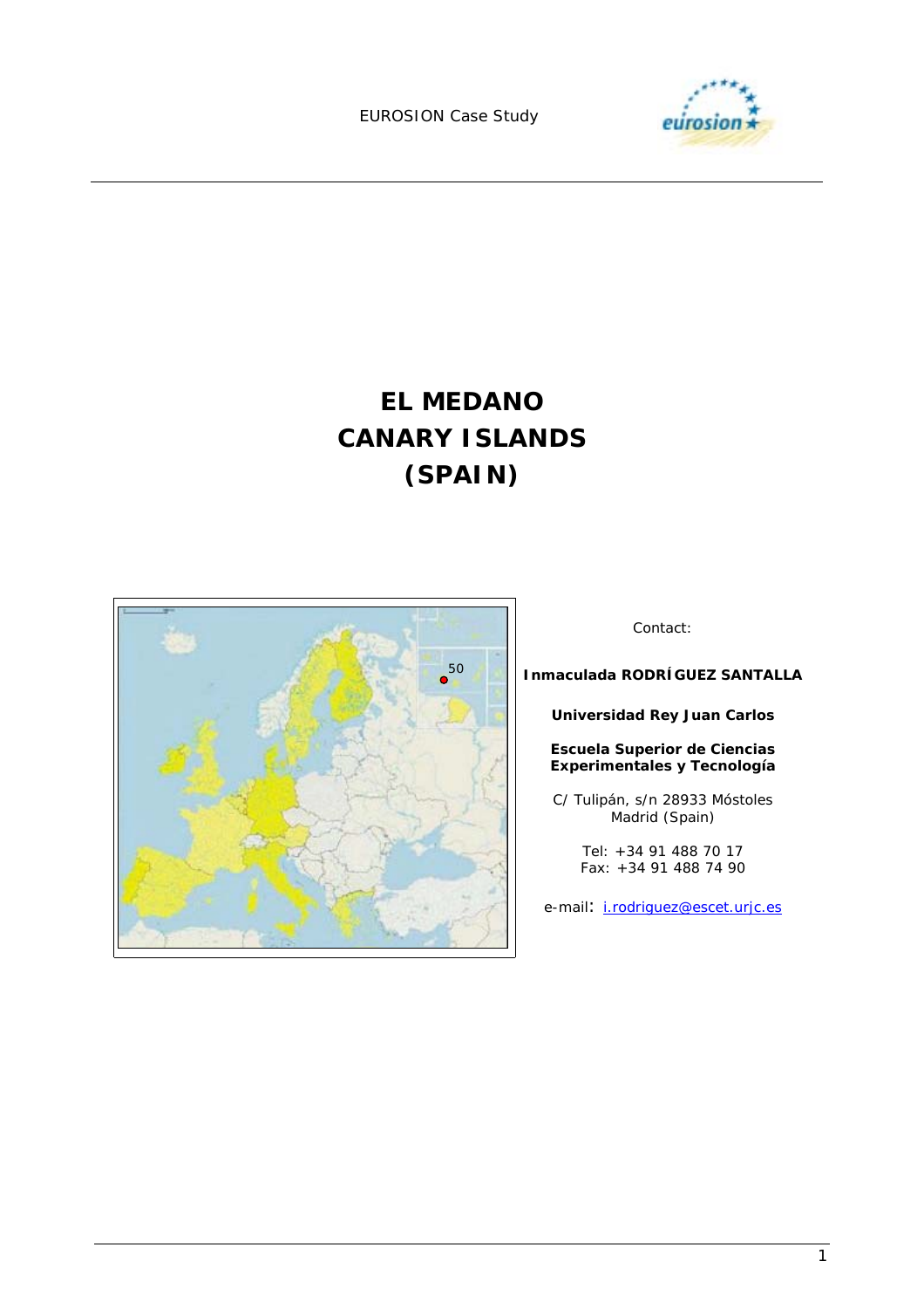EUROSION Case Study

# EL MEDANO
# CANARY ISLANDS
# (SPAIN)

50

Contact:

**Inmaculada RODRÍGUEZ SANTALLA**

**Universidad Rey Juan Carlos**

**Escuela Superior de Ciencias Experimentales y Tecnología**

C/ Tulipán, s/n 28933 Móstoles
Madrid (Spain)

Tel: +34 91 488 70 17
Fax: +34 91 488 74 90

e-mail: i.rodriguez@escet.urjc.es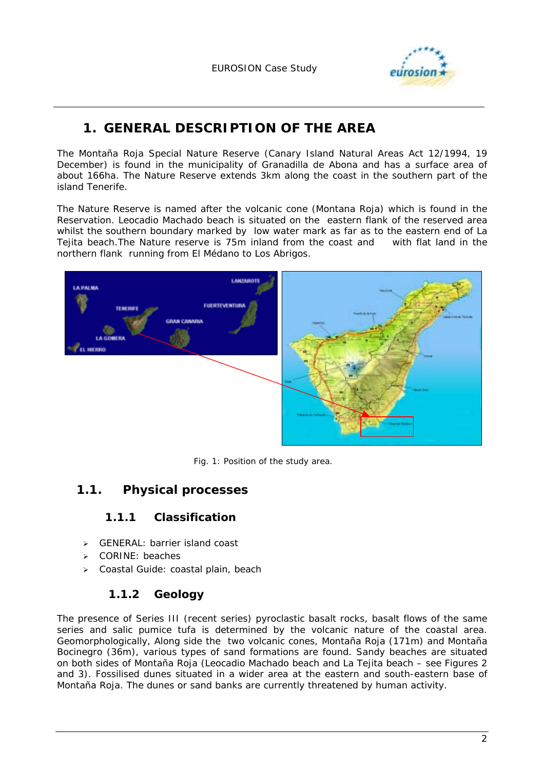# 1. GENERAL DESCRIPTION OF THE AREA

The Montaña Roja Special Nature Reserve (Canary Island Natural Areas Act 12/1994, 19 December) is found in the municipality of Granadilla de Abona and has a surface area of about 166ha. The Nature Reserve extends 3km along the coast in the southern part of the island Tenerife.

The Nature Reserve is named after the volcanic cone (Montana Roja) which is found in the Reservation. Leocadio Machado beach is situated on the eastern flank of the reserved area whilst the southern boundary marked by low water mark as far as to the eastern end of La Tejita beach.The Nature reserve is 75m inland from the coast and with flat land in the northern flank running from El Médano to Los Abrigos.

LA PALMA
LANZAROTE
TENERIFE
FUERTEVENTURA
GRAN CANARIA
LA GOMERA
EL HIERRO

Fig. 1: Position of the study area.

## 1.1. Physical processes

### 1.1.1 Classification

- GENERAL: barrier island coast
- CORINE: beaches
- Coastal Guide: coastal plain, beach

### 1.1.2 Geology

The presence of Series III (recent series) pyroclastic basalt rocks, basalt flows of the same series and salic pumice tufa is determined by the volcanic nature of the coastal area. Geomorphologically, Along side the two volcanic cones, Montaña Roja (171m) and Montaña Bocinegro (36m), various types of sand formations are found. Sandy beaches are situated on both sides of Montaña Roja (Leocadio Machado beach and La Tejita beach – see Figures 2 and 3). Fossilised dunes situated in a wider area at the eastern and south-eastern base of Montaña Roja. The dunes or sand banks are currently threatened by human activity.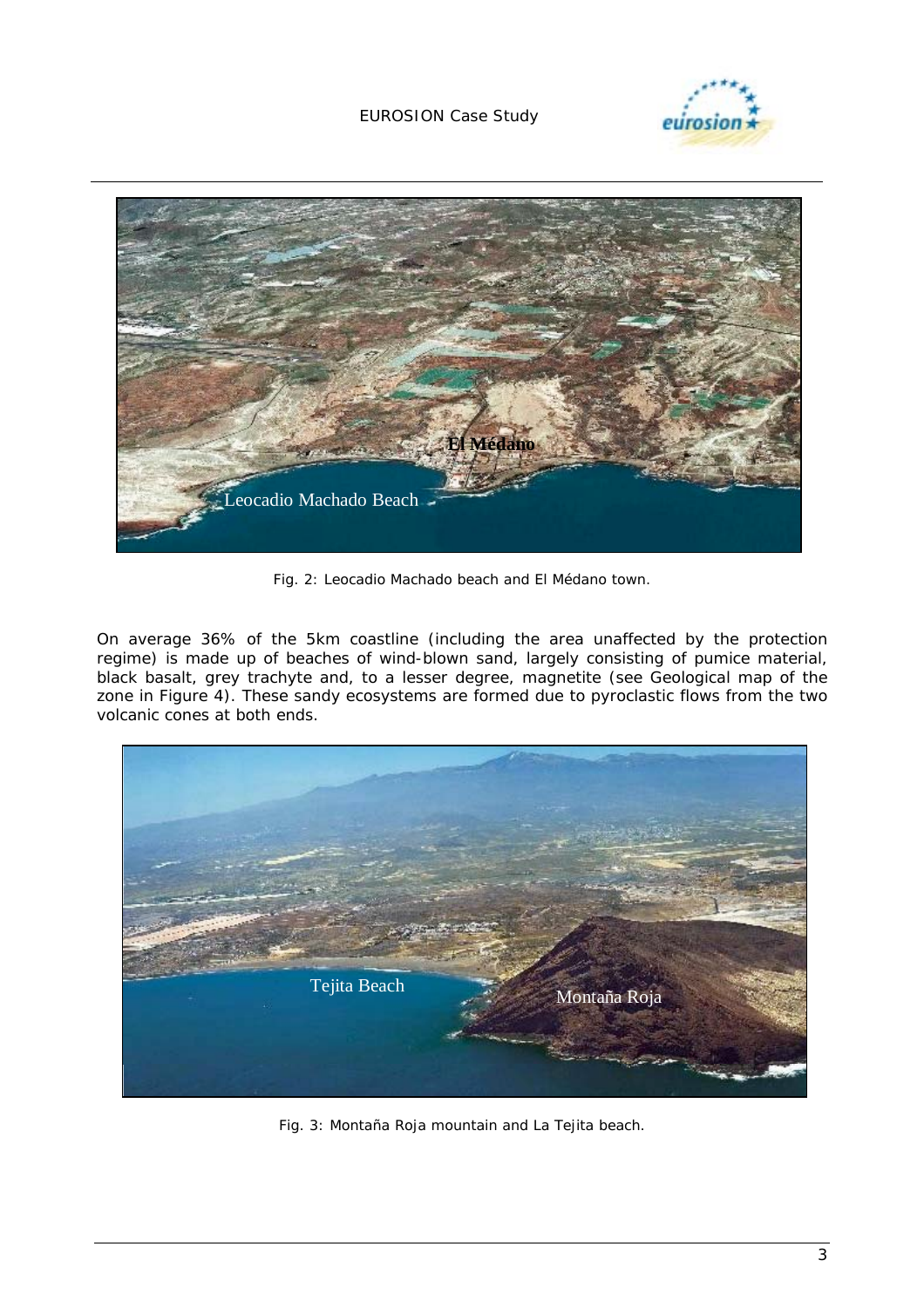El Médano

Leocadio Machado Beach

Fig. 2: Leocadio Machado beach and El Médano town.

On average 36% of the 5km coastline (including the area unaffected by the protection regime) is made up of beaches of wind-blown sand, largely consisting of pumice material, black basalt, grey trachyte and, to a lesser degree, magnetite (see Geological map of the zone in Figure 4). These sandy ecosystems are formed due to pyroclastic flows from the two volcanic cones at both ends.

Tejita Beach

Montaña Roja

Fig. 3: Montaña Roja mountain and La Tejita beach.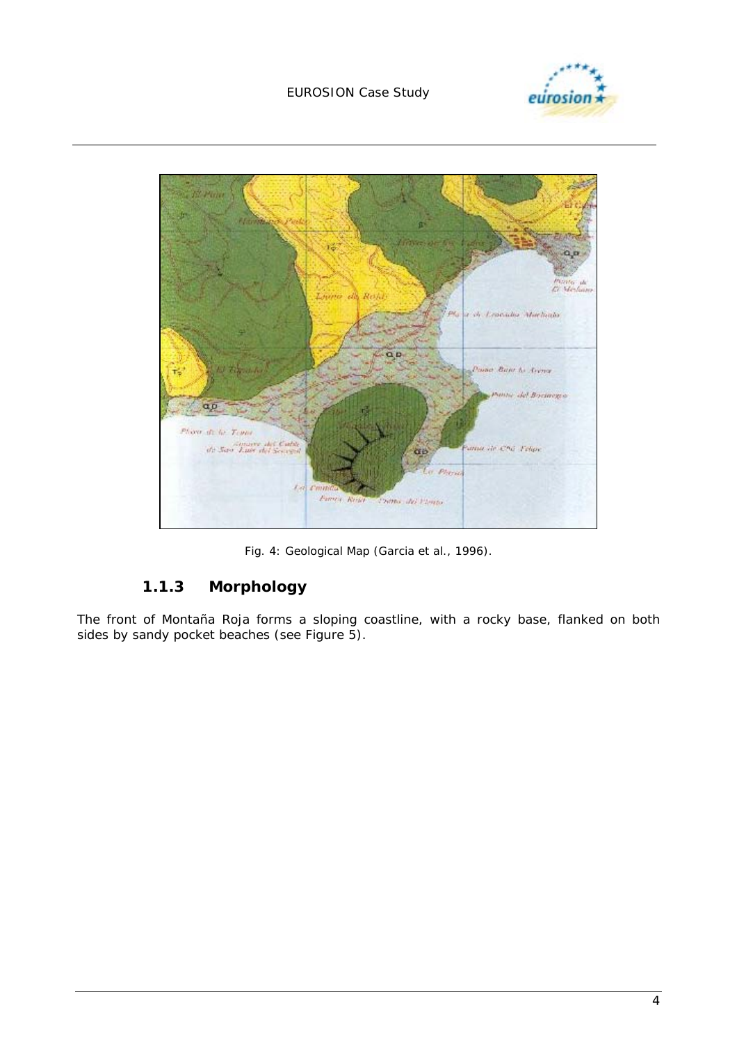Fig. 4: Geological Map (Garcia et al., 1996).

### 1.1.3 Morphology

The front of Montaña Roja forms a sloping coastline, with a rocky base, flanked on both sides by sandy pocket beaches (see Figure 5).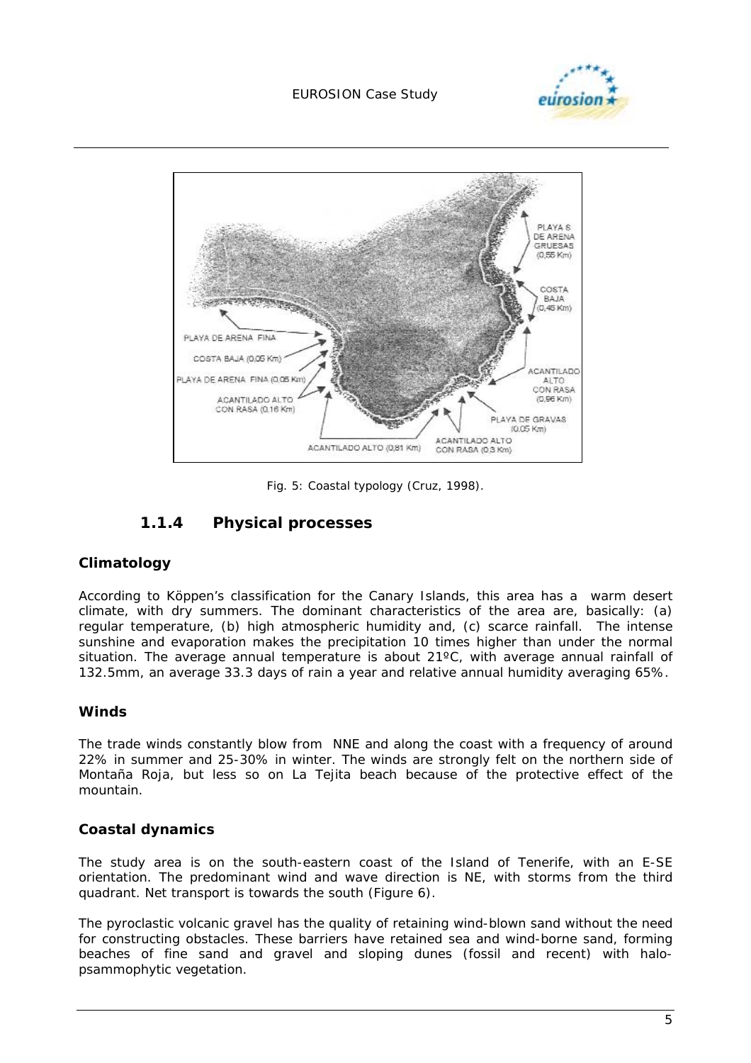PLAYAS DE ARENA GRUESAS (0,55 Km)

COSTA BAJA (0,45 Km)

ACANTILADO ALTO CON RASA (0,96 Km)

PLAYA DE GRAVAS (0,05 Km)

ACANTILADO ALTO CON RASA (0,3 Km)

ACANTILADO ALTO (0,81 Km)

ACANTILADO ALTO CON RASA (0,16 Km)

PLAYA DE ARENA FINA (0,05 Km)

COSTA BAJA (0,05 Km)

PLAYA DE ARENA FINA

Fig. 5: Coastal typology (Cruz, 1998).

### 1.1.4 Physical processes

#### Climatology

According to Köppen's classification for the Canary Islands, this area has a warm desert climate, with dry summers. The dominant characteristics of the area are, basically: (a) regular temperature, (b) high atmospheric humidity and, (c) scarce rainfall. The intense sunshine and evaporation makes the precipitation 10 times higher than under the normal situation. The average annual temperature is about 21ºC, with average annual rainfall of 132.5mm, an average 33.3 days of rain a year and relative annual humidity averaging 65%.

#### Winds

The trade winds constantly blow from NNE and along the coast with a frequency of around 22% in summer and 25-30% in winter. The winds are strongly felt on the northern side of Montaña Roja, but less so on La Tejita beach because of the protective effect of the mountain.

#### Coastal dynamics

The study area is on the south-eastern coast of the Island of Tenerife, with an E-SE orientation. The predominant wind and wave direction is NE, with storms from the third quadrant. Net transport is towards the south (Figure 6).

The pyroclastic volcanic gravel has the quality of retaining wind-blown sand without the need for constructing obstacles. These barriers have retained sea and wind-borne sand, forming beaches of fine sand and gravel and sloping dunes (fossil and recent) with halo-psammophytic vegetation.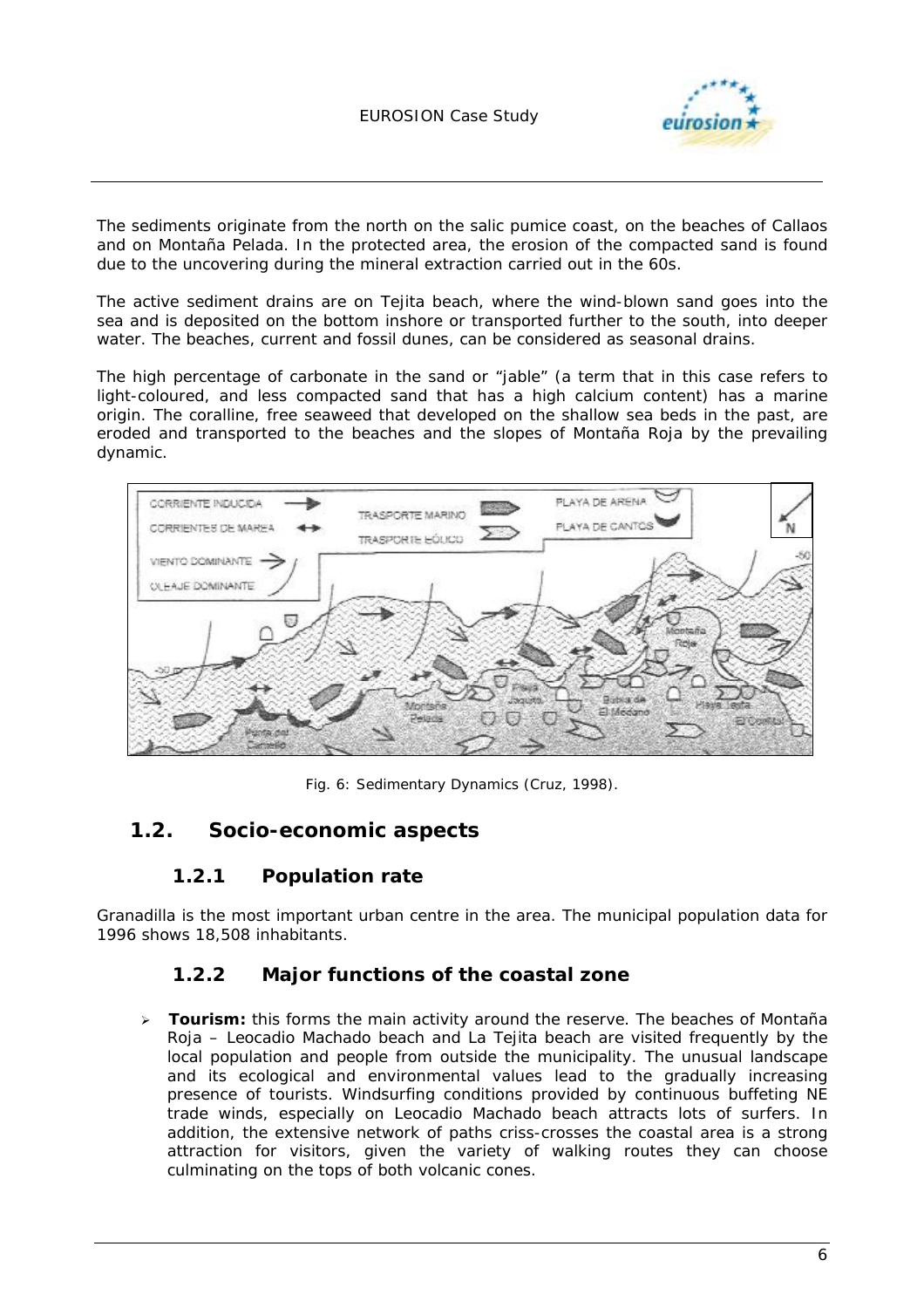The sediments originate from the north on the salic pumice coast, on the beaches of Callaos and on Montaña Pelada. In the protected area, the erosion of the compacted sand is found due to the uncovering during the mineral extraction carried out in the 60s.

The active sediment drains are on Tejita beach, where the wind-blown sand goes into the sea and is deposited on the bottom inshore or transported further to the south, into deeper water. The beaches, current and fossil dunes, can be considered as seasonal drains.

The high percentage of carbonate in the sand or "jable" (a term that in this case refers to light-coloured, and less compacted sand that has a high calcium content) has a marine origin. The coralline, free seaweed that developed on the shallow sea beds in the past, are eroded and transported to the beaches and the slopes of Montaña Roja by the prevailing dynamic.

CORRIENTE INDUCIDA
CORRIENTES DE MAREA
VIENTO DOMINANTE
OLEAJE DOMINANTE
TRASPORTE MARINO
TRASPORTE EÓLICO
PLAYA DE ARENA
PLAYA DE CANTOS
N
-50
-50 m
Montaña Roja
Playa Jaquita
Montaña Pelada
Bahía de El Médano
Playa Tejita
El Confital
Punta del Camello

Fig. 6: Sedimentary Dynamics (Cruz, 1998).

## 1.2. Socio-economic aspects

### 1.2.1 Population rate

Granadilla is the most important urban centre in the area. The municipal population data for 1996 shows 18,508 inhabitants.

### 1.2.2 Major functions of the coastal zone

- **Tourism:** this forms the main activity around the reserve. The beaches of Montaña Roja – Leocadio Machado beach and La Tejita beach are visited frequently by the local population and people from outside the municipality. The unusual landscape and its ecological and environmental values lead to the gradually increasing presence of tourists. Windsurfing conditions provided by continuous buffeting NE trade winds, especially on Leocadio Machado beach attracts lots of surfers. In addition, the extensive network of paths criss-crosses the coastal area is a strong attraction for visitors, given the variety of walking routes they can choose culminating on the tops of both volcanic cones.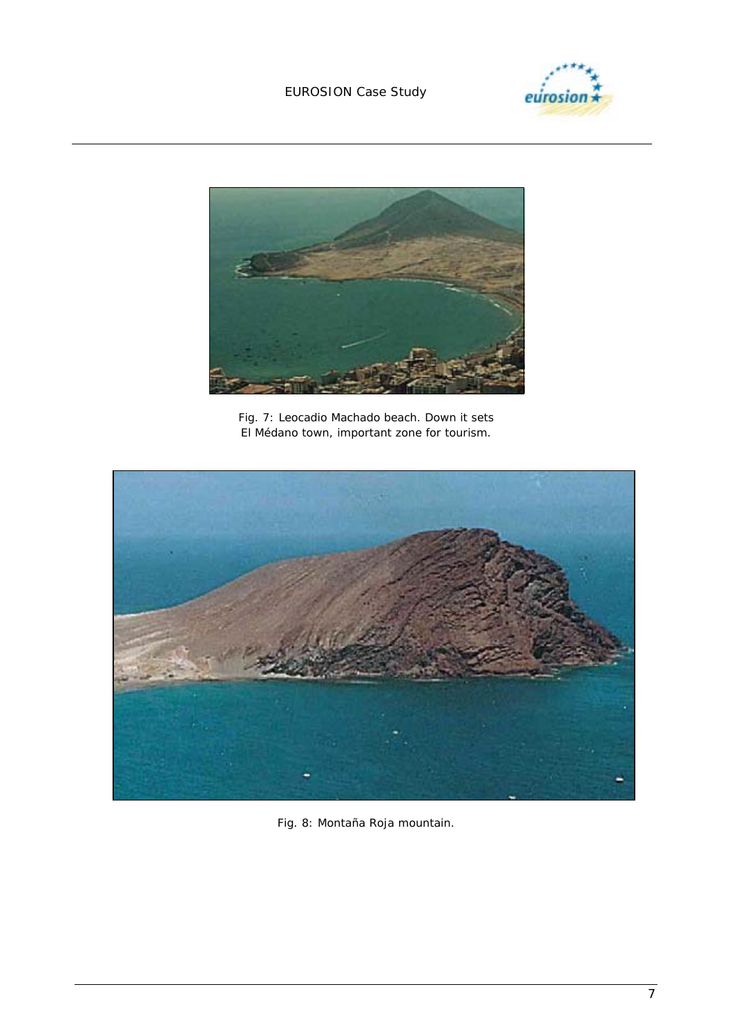Fig. 7: Leocadio Machado beach. Down it sets El Médano town, important zone for tourism.

Fig. 8: Montaña Roja mountain.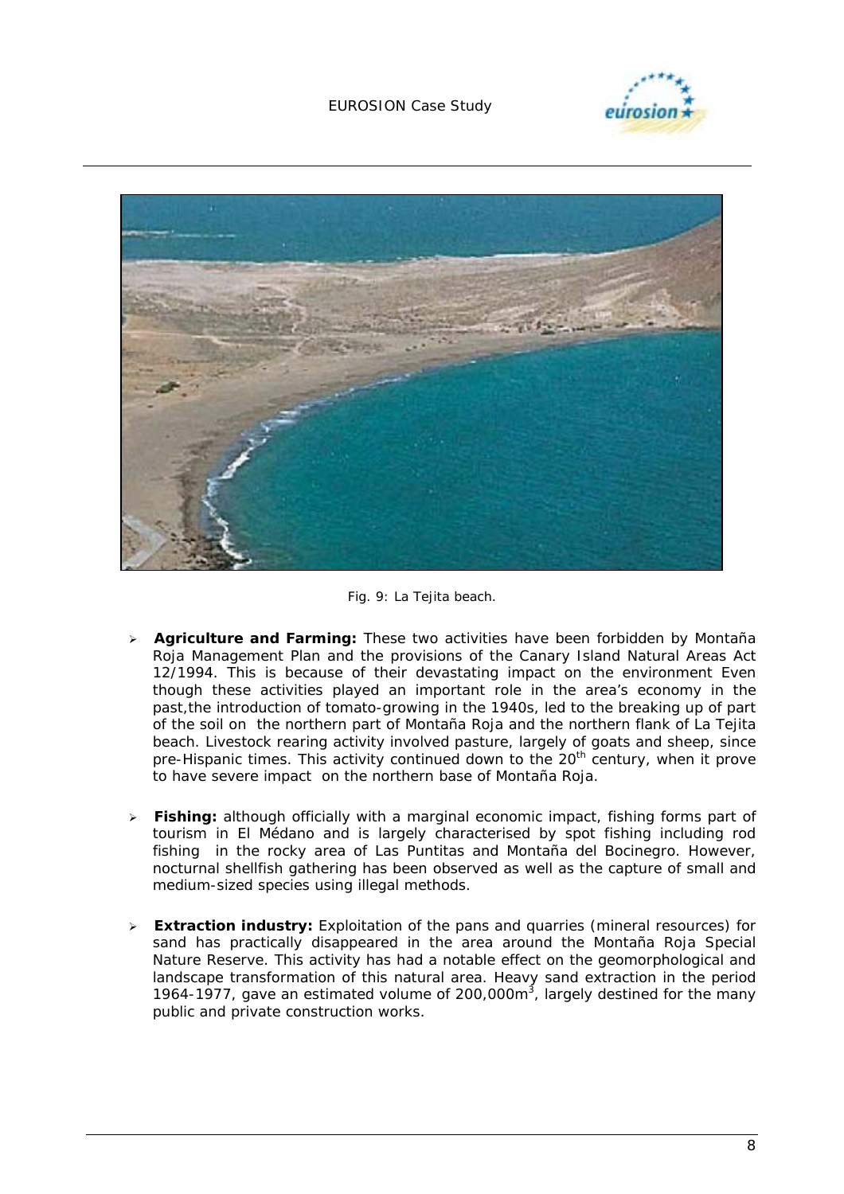Fig. 9: La Tejita beach.

- **Agriculture and Farming:** These two activities have been forbidden by Montaña Roja Management Plan and the provisions of the Canary Island Natural Areas Act 12/1994. This is because of their devastating impact on the environment Even though these activities played an important role in the area's economy in the past,the introduction of tomato-growing in the 1940s, led to the breaking up of part of the soil on the northern part of Montaña Roja and the northern flank of La Tejita beach. Livestock rearing activity involved pasture, largely of goats and sheep, since pre-Hispanic times. This activity continued down to the 20th century, when it prove to have severe impact on the northern base of Montaña Roja.

- **Fishing:** although officially with a marginal economic impact, fishing forms part of tourism in El Médano and is largely characterised by spot fishing including rod fishing in the rocky area of Las Puntitas and Montaña del Bocinegro. However, nocturnal shellfish gathering has been observed as well as the capture of small and medium-sized species using illegal methods.

- **Extraction industry:** Exploitation of the pans and quarries (mineral resources) for sand has practically disappeared in the area around the Montaña Roja Special Nature Reserve. This activity has had a notable effect on the geomorphological and landscape transformation of this natural area. Heavy sand extraction in the period 1964-1977, gave an estimated volume of 200,000$m^3$, largely destined for the many public and private construction works.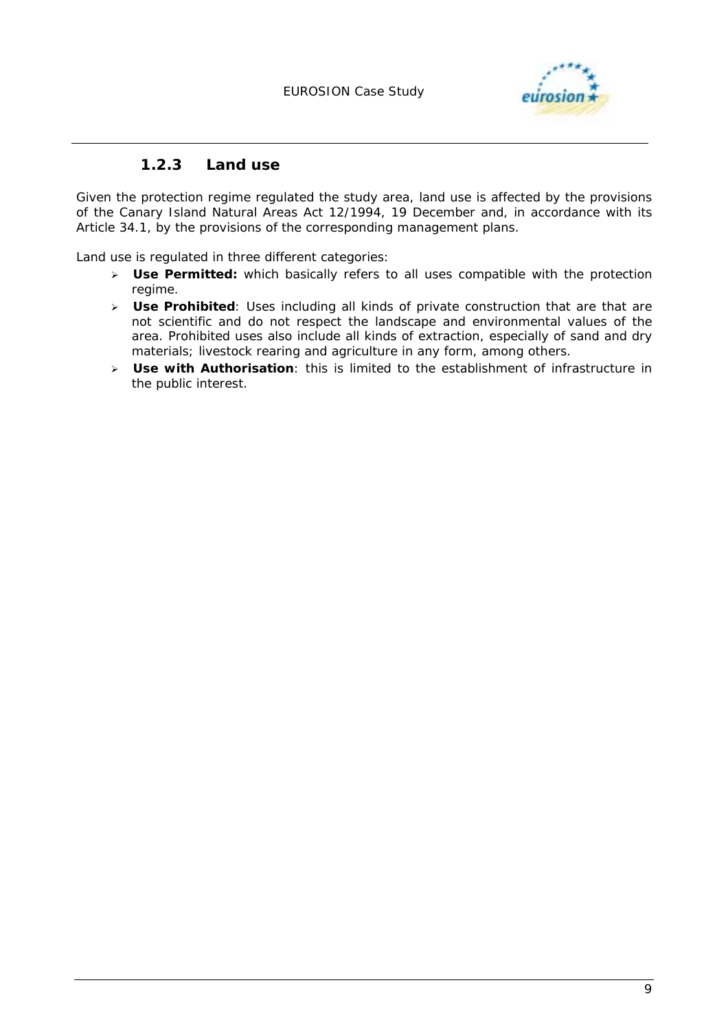### 1.2.3 Land use

Given the protection regime regulated the study area, land use is affected by the provisions of the Canary Island Natural Areas Act 12/1994, 19 December and, in accordance with its Article 34.1, by the provisions of the corresponding management plans.

Land use is regulated in three different categories:

- **Use Permitted:** which basically refers to all uses compatible with the protection regime.
- **Use Prohibited**: Uses including all kinds of private construction that are that are not scientific and do not respect the landscape and environmental values of the area. Prohibited uses also include all kinds of extraction, especially of sand and dry materials; livestock rearing and agriculture in any form, among others.
- **Use with Authorisation**: this is limited to the establishment of infrastructure in the public interest.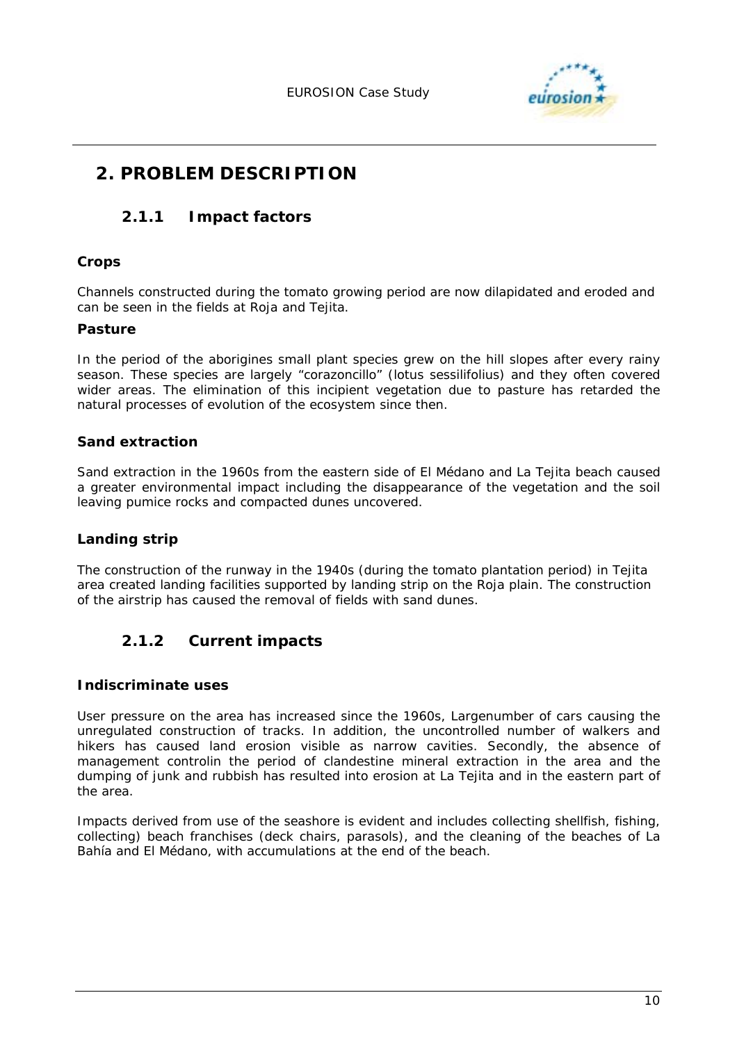# 2. PROBLEM DESCRIPTION

## 2.1.1 Impact factors

### Crops

Channels constructed during the tomato growing period are now dilapidated and eroded and can be seen in the fields at Roja and Tejita.

### Pasture

In the period of the aborigines small plant species grew on the hill slopes after every rainy season. These species are largely "corazoncillo" (lotus sessilifolius) and they often covered wider areas. The elimination of this incipient vegetation due to pasture has retarded the natural processes of evolution of the ecosystem since then.

### Sand extraction

Sand extraction in the 1960s from the eastern side of El Médano and La Tejita beach caused a greater environmental impact including the disappearance of the vegetation and the soil leaving pumice rocks and compacted dunes uncovered.

### Landing strip

The construction of the runway in the 1940s (during the tomato plantation period) in Tejita area created landing facilities supported by landing strip on the Roja plain. The construction of the airstrip has caused the removal of fields with sand dunes.

## 2.1.2 Current impacts

### Indiscriminate uses

User pressure on the area has increased since the 1960s, Largenumber of cars causing the unregulated construction of tracks. In addition, the uncontrolled number of walkers and hikers has caused land erosion visible as narrow cavities. Secondly, the absence of management controlin the period of clandestine mineral extraction in the area and the dumping of junk and rubbish has resulted into erosion at La Tejita and in the eastern part of the area.

Impacts derived from use of the seashore is evident and includes collecting shellfish, fishing, collecting) beach franchises (deck chairs, parasols), and the cleaning of the beaches of La Bahía and El Médano, with accumulations at the end of the beach.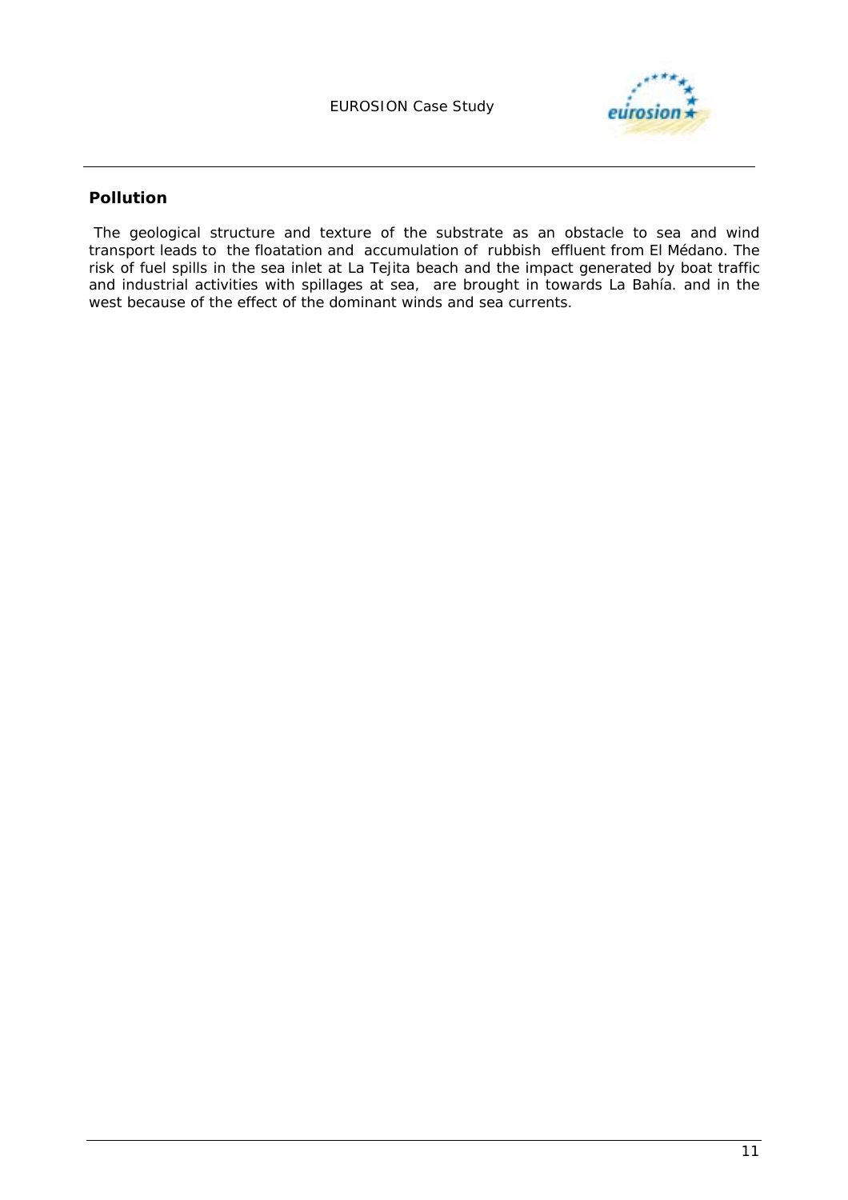## Pollution

The geological structure and texture of the substrate as an obstacle to sea and wind transport leads to the floatation and accumulation of rubbish effluent from El Médano. The risk of fuel spills in the sea inlet at La Tejita beach and the impact generated by boat traffic and industrial activities with spillages at sea, are brought in towards La Bahía. and in the west because of the effect of the dominant winds and sea currents.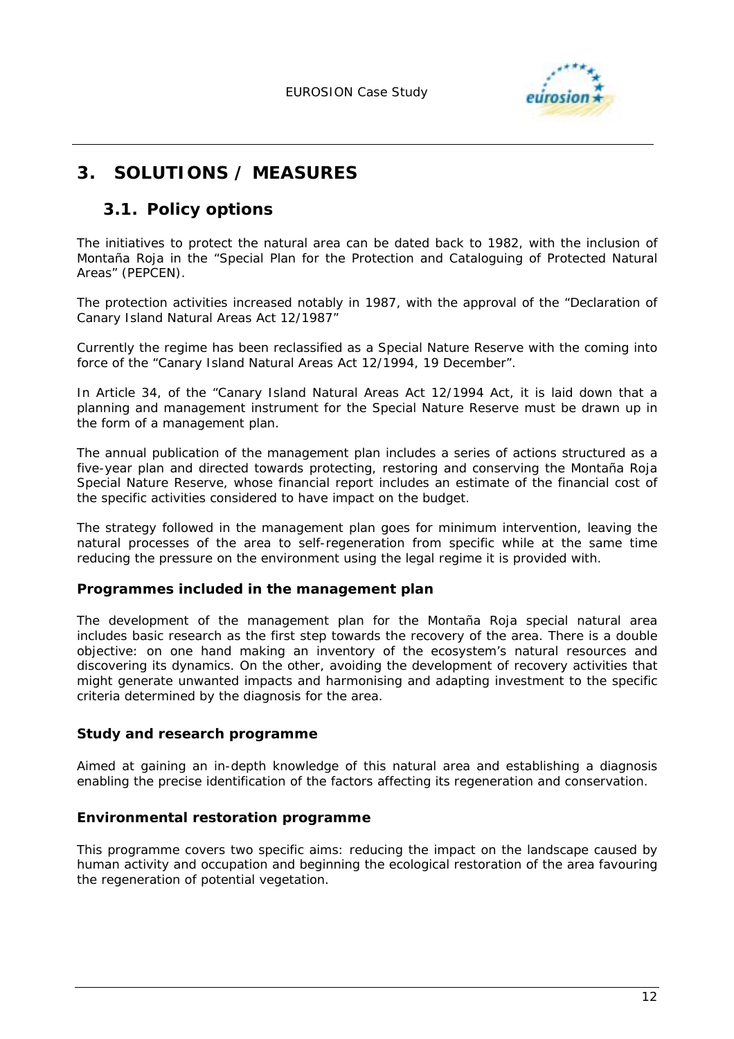# 3. SOLUTIONS / MEASURES

## 3.1. Policy options

The initiatives to protect the natural area can be dated back to 1982, with the inclusion of Montaña Roja in the "Special Plan for the Protection and Cataloguing of Protected Natural Areas" (PEPCEN).

The protection activities increased notably in 1987, with the approval of the "Declaration of Canary Island Natural Areas Act 12/1987"

Currently the regime has been reclassified as a Special Nature Reserve with the coming into force of the "Canary Island Natural Areas Act 12/1994, 19 December".

In Article 34, of the "Canary Island Natural Areas Act 12/1994 Act, it is laid down that a planning and management instrument for the Special Nature Reserve must be drawn up in the form of a management plan.

The annual publication of the management plan includes a series of actions structured as a five-year plan and directed towards protecting, restoring and conserving the Montaña Roja Special Nature Reserve, whose financial report includes an estimate of the financial cost of the specific activities considered to have impact on the budget.

The strategy followed in the management plan goes for minimum intervention, leaving the natural processes of the area to self-regeneration from specific while at the same time reducing the pressure on the environment using the legal regime it is provided with.

### Programmes included in the management plan

The development of the management plan for the Montaña Roja special natural area includes basic research as the first step towards the recovery of the area. There is a double objective: on one hand making an inventory of the ecosystem's natural resources and discovering its dynamics. On the other, avoiding the development of recovery activities that might generate unwanted impacts and harmonising and adapting investment to the specific criteria determined by the diagnosis for the area.

### Study and research programme

Aimed at gaining an in-depth knowledge of this natural area and establishing a diagnosis enabling the precise identification of the factors affecting its regeneration and conservation.

### Environmental restoration programme

This programme covers two specific aims: reducing the impact on the landscape caused by human activity and occupation and beginning the ecological restoration of the area favouring the regeneration of potential vegetation.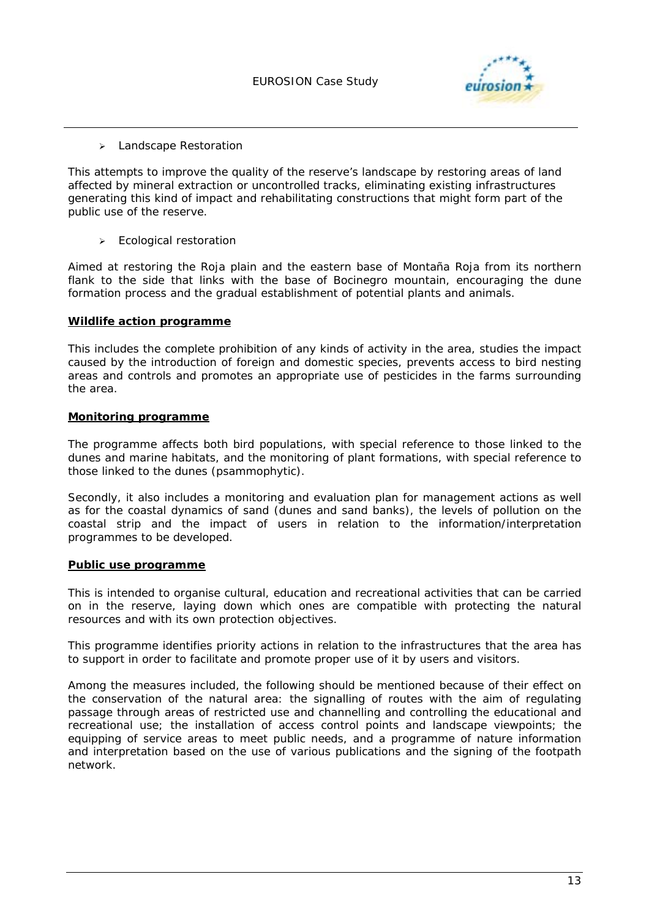- Landscape Restoration

This attempts to improve the quality of the reserve's landscape by restoring areas of land affected by mineral extraction or uncontrolled tracks, eliminating existing infrastructures generating this kind of impact and rehabilitating constructions that might form part of the public use of the reserve.

- Ecological restoration

Aimed at restoring the Roja plain and the eastern base of Montaña Roja from its northern flank to the side that links with the base of Bocinegro mountain, encouraging the dune formation process and the gradual establishment of potential plants and animals.

**<u>Wildlife action programme</u>**

This includes the complete prohibition of any kinds of activity in the area, studies the impact caused by the introduction of foreign and domestic species, prevents access to bird nesting areas and controls and promotes an appropriate use of pesticides in the farms surrounding the area.

**<u>Monitoring programme</u>**

The programme affects both bird populations, with special reference to those linked to the dunes and marine habitats, and the monitoring of plant formations, with special reference to those linked to the dunes (psammophytic).

Secondly, it also includes a monitoring and evaluation plan for management actions as well as for the coastal dynamics of sand (dunes and sand banks), the levels of pollution on the coastal strip and the impact of users in relation to the information/interpretation programmes to be developed.

**<u>Public use programme</u>**

This is intended to organise cultural, education and recreational activities that can be carried on in the reserve, laying down which ones are compatible with protecting the natural resources and with its own protection objectives.

This programme identifies priority actions in relation to the infrastructures that the area has to support in order to facilitate and promote proper use of it by users and visitors.

Among the measures included, the following should be mentioned because of their effect on the conservation of the natural area: the signalling of routes with the aim of regulating passage through areas of restricted use and channelling and controlling the educational and recreational use; the installation of access control points and landscape viewpoints; the equipping of service areas to meet public needs, and a programme of nature information and interpretation based on the use of various publications and the signing of the footpath network.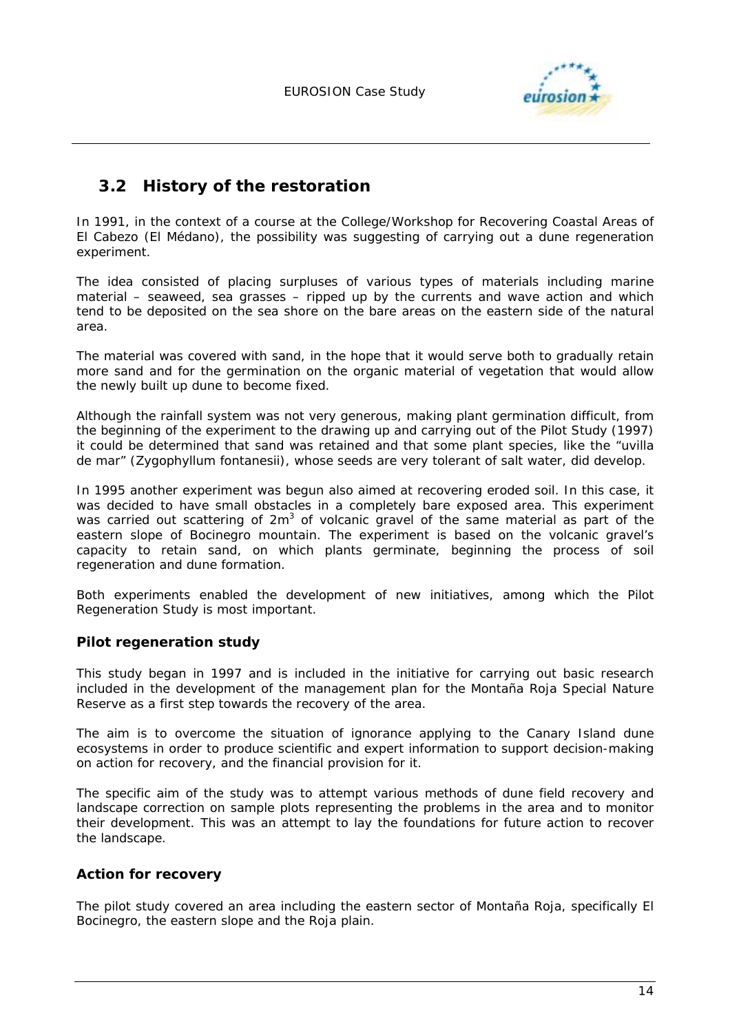## 3.2 History of the restoration

In 1991, in the context of a course at the College/Workshop for Recovering Coastal Areas of El Cabezo (El Médano), the possibility was suggesting of carrying out a dune regeneration experiment.

The idea consisted of placing surpluses of various types of materials including marine material – seaweed, sea grasses – ripped up by the currents and wave action and which tend to be deposited on the sea shore on the bare areas on the eastern side of the natural area.

The material was covered with sand, in the hope that it would serve both to gradually retain more sand and for the germination on the organic material of vegetation that would allow the newly built up dune to become fixed.

Although the rainfall system was not very generous, making plant germination difficult, from the beginning of the experiment to the drawing up and carrying out of the Pilot Study (1997) it could be determined that sand was retained and that some plant species, like the "uvilla de mar" (*Zygophyllum fontanesii*), whose seeds are very tolerant of salt water, did develop.

In 1995 another experiment was begun also aimed at recovering eroded soil. In this case, it was decided to have small obstacles in a completely bare exposed area. This experiment was carried out scattering of $2m^3$ of volcanic gravel of the same material as part of the eastern slope of Bocinegro mountain. The experiment is based on the volcanic gravel's capacity to retain sand, on which plants germinate, beginning the process of soil regeneration and dune formation.

Both experiments enabled the development of new initiatives, among which the Pilot Regeneration Study is most important.

### Pilot regeneration study

This study began in 1997 and is included in the initiative for carrying out basic research included in the development of the management plan for the Montaña Roja Special Nature Reserve as a first step towards the recovery of the area.

The aim is to overcome the situation of ignorance applying to the Canary Island dune ecosystems in order to produce scientific and expert information to support decision-making on action for recovery, and the financial provision for it.

The specific aim of the study was to attempt various methods of dune field recovery and landscape correction on sample plots representing the problems in the area and to monitor their development. This was an attempt to lay the foundations for future action to recover the landscape.

### Action for recovery

The pilot study covered an area including the eastern sector of Montaña Roja, specifically El Bocinegro, the eastern slope and the Roja plain.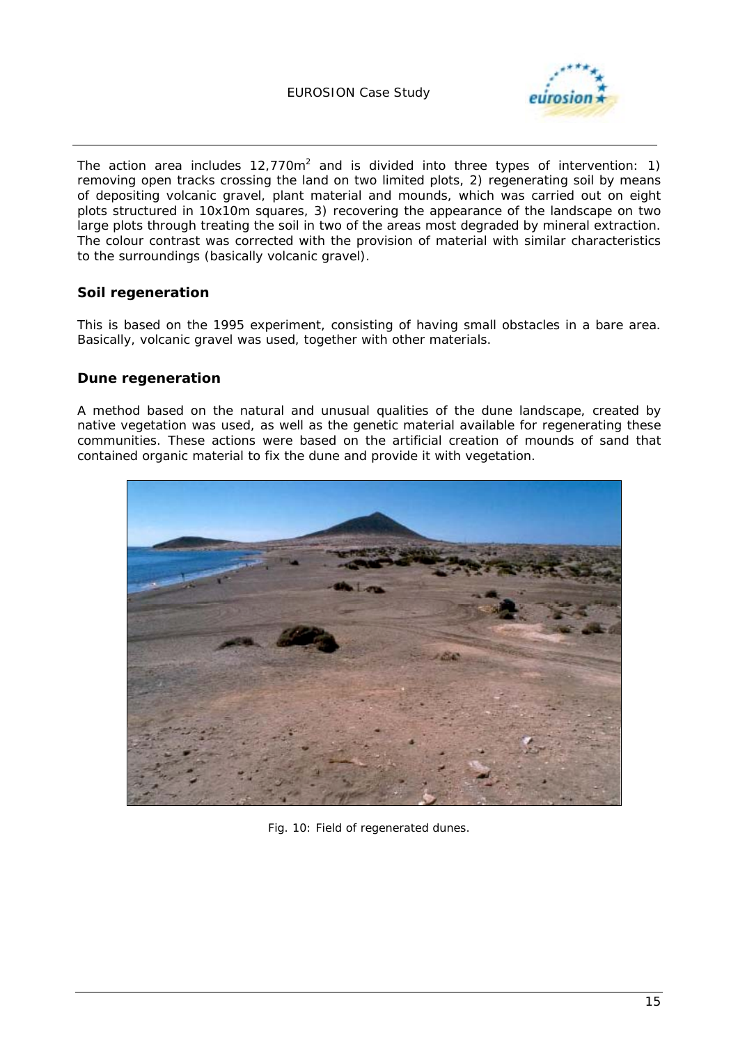The action area includes 12,770m$^2$ and is divided into three types of intervention: 1) removing open tracks crossing the land on two limited plots, 2) regenerating soil by means of depositing volcanic gravel, plant material and mounds, which was carried out on eight plots structured in 10x10m squares, 3) recovering the appearance of the landscape on two large plots through treating the soil in two of the areas most degraded by mineral extraction. The colour contrast was corrected with the provision of material with similar characteristics to the surroundings (basically volcanic gravel).

## Soil regeneration

This is based on the 1995 experiment, consisting of having small obstacles in a bare area. Basically, volcanic gravel was used, together with other materials.

## Dune regeneration

A method based on the natural and unusual qualities of the dune landscape, created by native vegetation was used, as well as the genetic material available for regenerating these communities. These actions were based on the artificial creation of mounds of sand that contained organic material to fix the dune and provide it with vegetation.

*Fig. 10: Field of regenerated dunes.*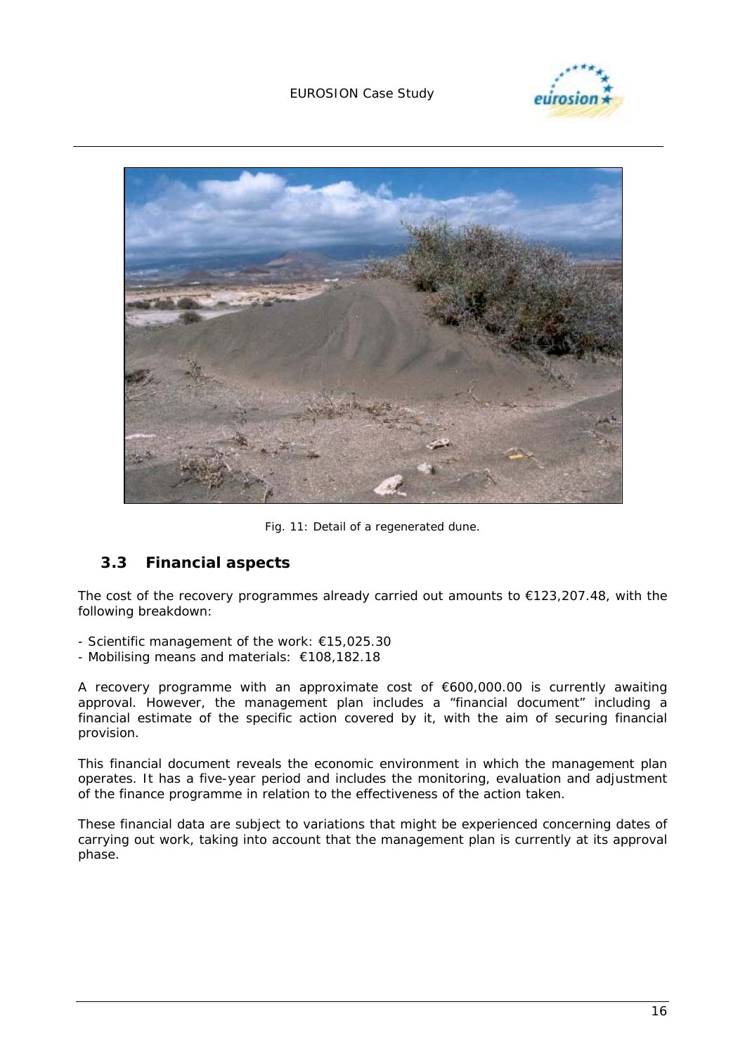Fig. 11: Detail of a regenerated dune.

## 3.3 Financial aspects

The cost of the recovery programmes already carried out amounts to €123,207.48, with the following breakdown:

- Scientific management of the work: €15,025.30
- Mobilising means and materials: €108,182.18

A recovery programme with an approximate cost of €600,000.00 is currently awaiting approval. However, the management plan includes a "financial document" including a financial estimate of the specific action covered by it, with the aim of securing financial provision.

This financial document reveals the economic environment in which the management plan operates. It has a five-year period and includes the monitoring, evaluation and adjustment of the finance programme in relation to the effectiveness of the action taken.

These financial data are subject to variations that might be experienced concerning dates of carrying out work, taking into account that the management plan is currently at its approval phase.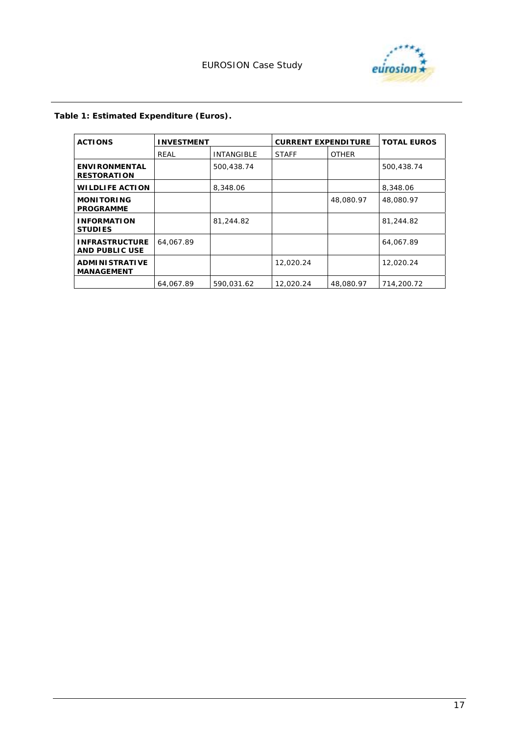**Table 1: Estimated Expenditure (Euros).**

| ACTIONS | INVESTMENT | | CURRENT EXPENDITURE | | TOTAL EUROS |
|---|---|---|---|---|---|
| | REAL | INTANGIBLE | STAFF | OTHER | |
| **ENVIRONMENTAL RESTORATION** | | 500,438.74 | | | 500,438.74 |
| **WILDLIFE ACTION** | | 8,348.06 | | | 8,348.06 |
| **MONITORING PROGRAMME** | | | | 48,080.97 | 48,080.97 |
| **INFORMATION STUDIES** | | 81,244.82 | | | 81,244.82 |
| **INFRASTRUCTURE AND PUBLIC USE** | 64,067.89 | | | | 64,067.89 |
| **ADMINISTRATIVE MANAGEMENT** | | | 12,020.24 | | 12,020.24 |
| | 64,067.89 | 590,031.62 | 12,020.24 | 48,080.97 | 714,200.72 |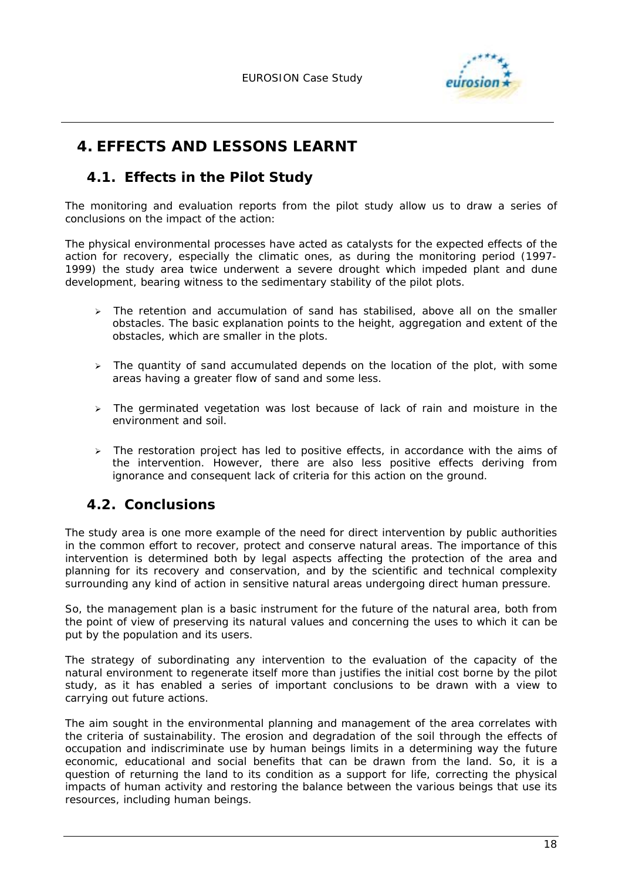# 4. EFFECTS AND LESSONS LEARNT

## 4.1. Effects in the Pilot Study

The monitoring and evaluation reports from the pilot study allow us to draw a series of conclusions on the impact of the action:

The physical environmental processes have acted as catalysts for the expected effects of the action for recovery, especially the climatic ones, as during the monitoring period (1997-1999) the study area twice underwent a severe drought which impeded plant and dune development, bearing witness to the sedimentary stability of the pilot plots.

- The retention and accumulation of sand has stabilised, above all on the smaller obstacles. The basic explanation points to the height, aggregation and extent of the obstacles, which are smaller in the plots.
- The quantity of sand accumulated depends on the location of the plot, with some areas having a greater flow of sand and some less.
- The germinated vegetation was lost because of lack of rain and moisture in the environment and soil.
- The restoration project has led to positive effects, in accordance with the aims of the intervention. However, there are also less positive effects deriving from ignorance and consequent lack of criteria for this action on the ground.

## 4.2. Conclusions

The study area is one more example of the need for direct intervention by public authorities in the common effort to recover, protect and conserve natural areas. The importance of this intervention is determined both by legal aspects affecting the protection of the area and planning for its recovery and conservation, and by the scientific and technical complexity surrounding any kind of action in sensitive natural areas undergoing direct human pressure.

So, the management plan is a basic instrument for the future of the natural area, both from the point of view of preserving its natural values and concerning the uses to which it can be put by the population and its users.

The strategy of subordinating any intervention to the evaluation of the capacity of the natural environment to regenerate itself more than justifies the initial cost borne by the pilot study, as it has enabled a series of important conclusions to be drawn with a view to carrying out future actions.

The aim sought in the environmental planning and management of the area correlates with the criteria of sustainability. The erosion and degradation of the soil through the effects of occupation and indiscriminate use by human beings limits in a determining way the future economic, educational and social benefits that can be drawn from the land. So, it is a question of returning the land to its condition as a support for life, correcting the physical impacts of human activity and restoring the balance between the various beings that use its resources, including human beings.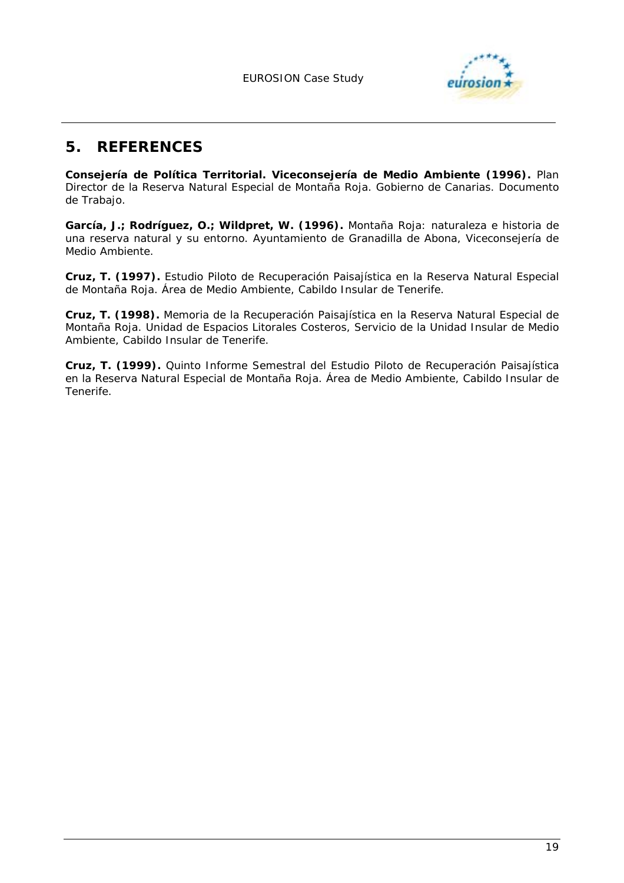## 5. REFERENCES

**Consejería de Política Territorial. Viceconsejería de Medio Ambiente (1996).** Plan Director de la Reserva Natural Especial de Montaña Roja. Gobierno de Canarias. Documento de Trabajo.

**García, J.; Rodríguez, O.; Wildpret, W. (1996).** Montaña Roja: naturaleza e historia de una reserva natural y su entorno. Ayuntamiento de Granadilla de Abona, Viceconsejería de Medio Ambiente.

**Cruz, T. (1997).** Estudio Piloto de Recuperación Paisajística en la Reserva Natural Especial de Montaña Roja. Área de Medio Ambiente, Cabildo Insular de Tenerife.

**Cruz, T. (1998).** Memoria de la Recuperación Paisajística en la Reserva Natural Especial de Montaña Roja. Unidad de Espacios Litorales Costeros, Servicio de la Unidad Insular de Medio Ambiente, Cabildo Insular de Tenerife.

**Cruz, T. (1999).** Quinto Informe Semestral del Estudio Piloto de Recuperación Paisajística en la Reserva Natural Especial de Montaña Roja. Área de Medio Ambiente, Cabildo Insular de Tenerife.